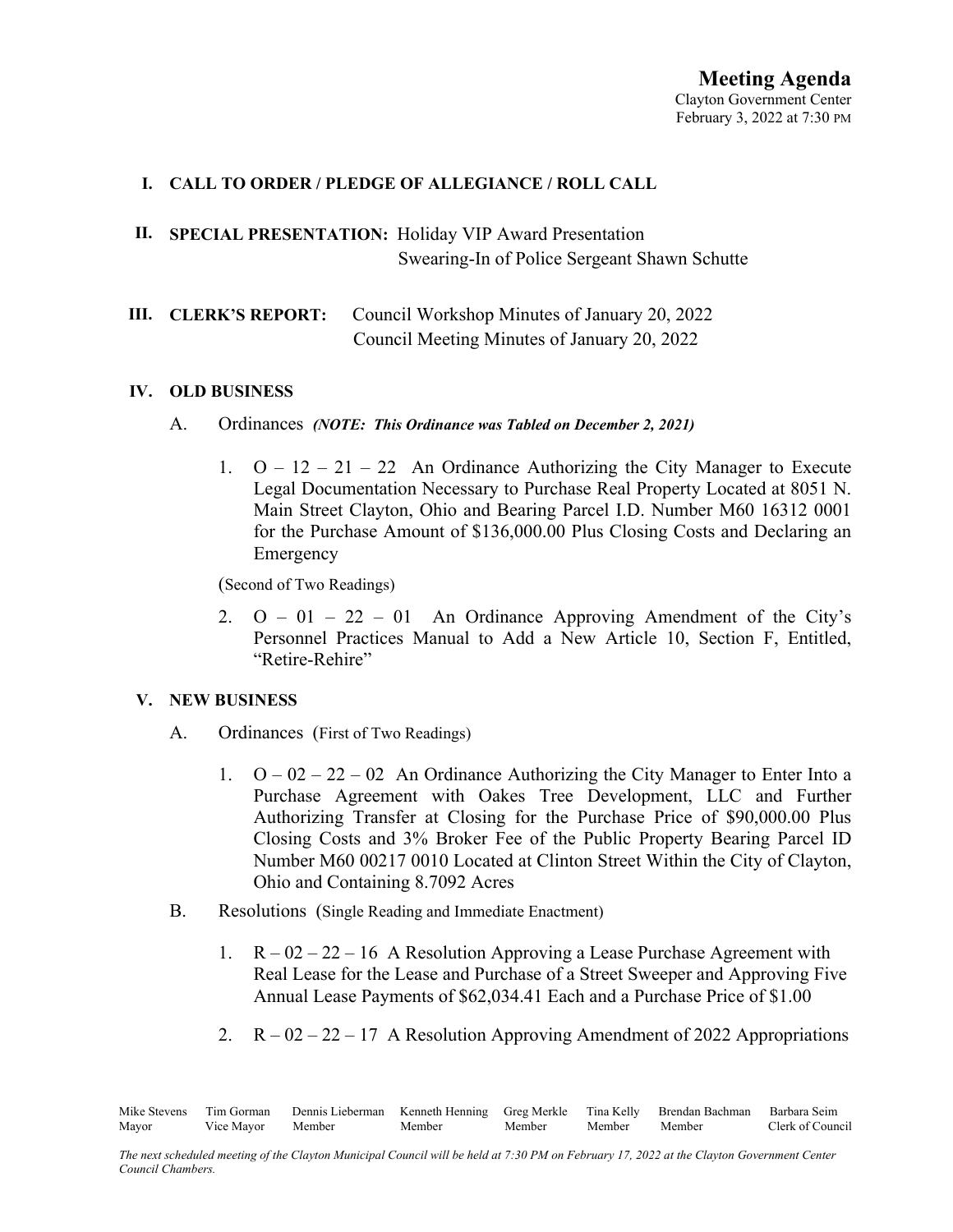# Meeting Agenda

Clayton Government Center
February 3, 2022 at 7:30 PM

**I. CALL TO ORDER / PLEDGE OF ALLEGIANCE / ROLL CALL**

**II. SPECIAL PRESENTATION:** Holiday VIP Award Presentation
Swearing-In of Police Sergeant Shawn Schutte

**III. CLERK'S REPORT:** Council Workshop Minutes of January 20, 2022
Council Meeting Minutes of January 20, 2022

**IV. OLD BUSINESS**

A. Ordinances ***(NOTE: This Ordinance was Tabled on December 2, 2021)***

1. O – 12 – 21 – 22 An Ordinance Authorizing the City Manager to Execute Legal Documentation Necessary to Purchase Real Property Located at 8051 N. Main Street Clayton, Ohio and Bearing Parcel I.D. Number M60 16312 0001 for the Purchase Amount of $136,000.00 Plus Closing Costs and Declaring an Emergency

(Second of Two Readings)

2. O – 01 – 22 – 01 An Ordinance Approving Amendment of the City's Personnel Practices Manual to Add a New Article 10, Section F, Entitled, "Retire-Rehire"

**V. NEW BUSINESS**

A. Ordinances (First of Two Readings)

1. O – 02 – 22 – 02 An Ordinance Authorizing the City Manager to Enter Into a Purchase Agreement with Oakes Tree Development, LLC and Further Authorizing Transfer at Closing for the Purchase Price of $90,000.00 Plus Closing Costs and 3% Broker Fee of the Public Property Bearing Parcel ID Number M60 00217 0010 Located at Clinton Street Within the City of Clayton, Ohio and Containing 8.7092 Acres

B. Resolutions (Single Reading and Immediate Enactment)

1. R – 02 – 22 – 16 A Resolution Approving a Lease Purchase Agreement with Real Lease for the Lease and Purchase of a Street Sweeper and Approving Five Annual Lease Payments of $62,034.41 Each and a Purchase Price of $1.00

2. R – 02 – 22 – 17 A Resolution Approving Amendment of 2022 Appropriations

| Mike Stevens | Tim Gorman | Dennis Lieberman | Kenneth Henning | Greg Merkle | Tina Kelly | Brendan Bachman | Barbara Seim |
|---|---|---|---|---|---|---|---|
| Mayor | Vice Mayor | Member | Member | Member | Member | Member | Clerk of Council |

*The next scheduled meeting of the Clayton Municipal Council will be held at 7:30 PM on February 17, 2022 at the Clayton Government Center Council Chambers.*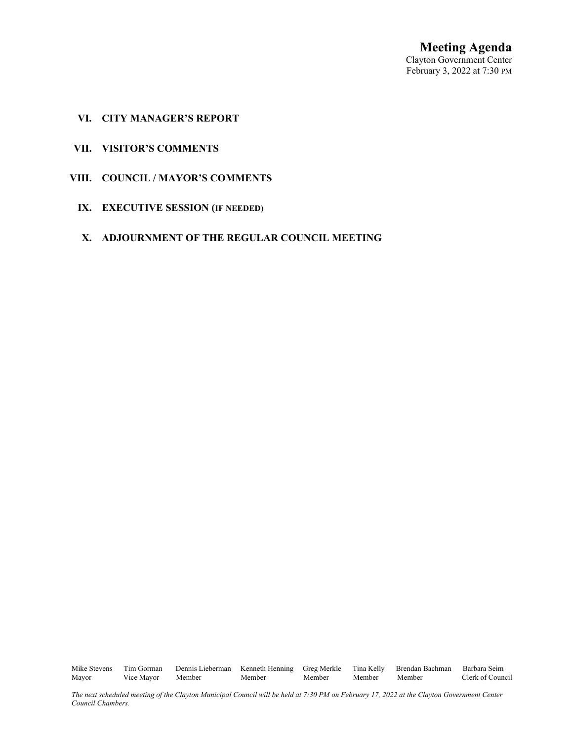**Meeting Agenda**
Clayton Government Center
February 3, 2022 at 7:30 PM

**VI. CITY MANAGER'S REPORT**

**VII. VISITOR'S COMMENTS**

**VIII. COUNCIL / MAYOR'S COMMENTS**

**IX. EXECUTIVE SESSION (IF NEEDED)**

**X. ADJOURNMENT OF THE REGULAR COUNCIL MEETING**

| | | | | | | | |
|---|---|---|---|---|---|---|---|
| Mike Stevens | Tim Gorman | Dennis Lieberman | Kenneth Henning | Greg Merkle | Tina Kelly | Brendan Bachman | Barbara Seim |
| Mayor | Vice Mayor | Member | Member | Member | Member | Member | Clerk of Council |

*The next scheduled meeting of the Clayton Municipal Council will be held at 7:30 PM on February 17, 2022 at the Clayton Government Center Council Chambers.*